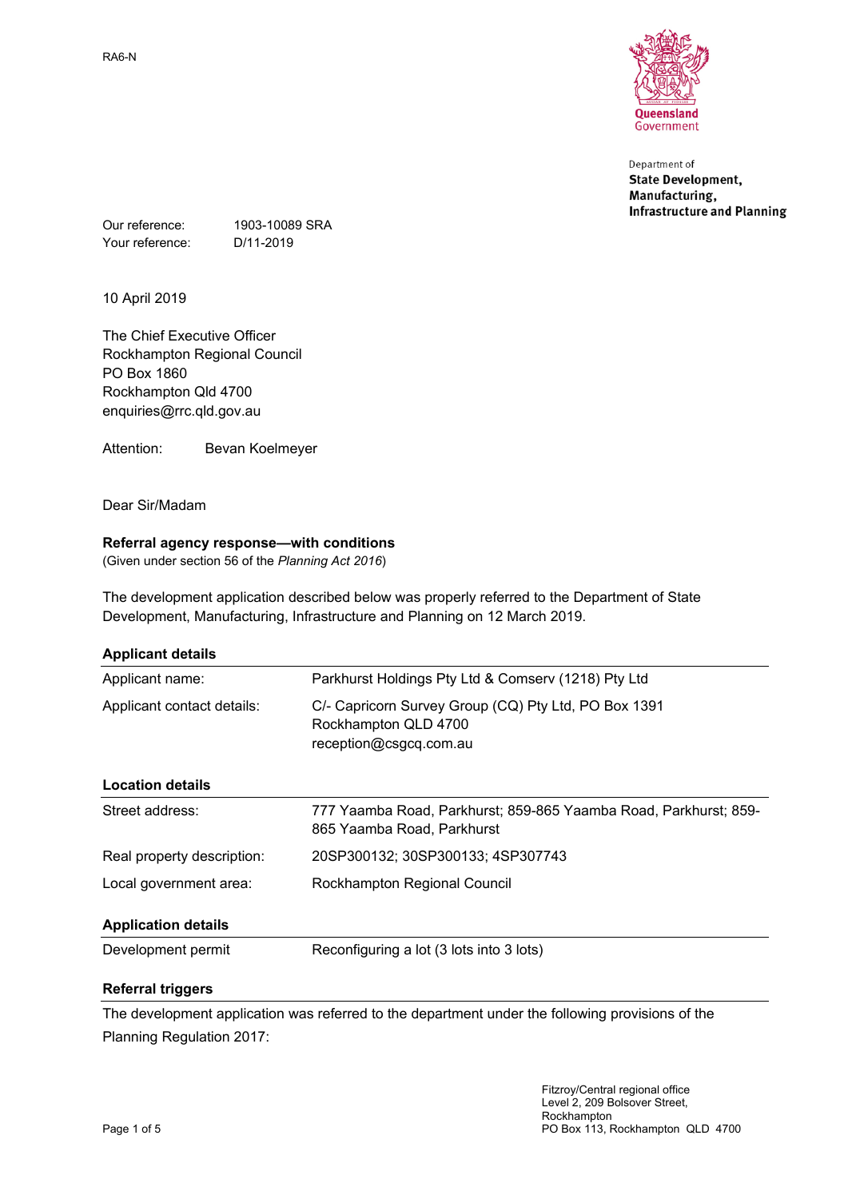RA6-N

Queensland Government

Department of
**State Development, Manufacturing, Infrastructure and Planning**

Our reference: 1903-10089 SRA
Your reference: D/11-2019

10 April 2019

The Chief Executive Officer
Rockhampton Regional Council
PO Box 1860
Rockhampton Qld 4700
enquiries@rrc.qld.gov.au

Attention: Bevan Koelmeyer

Dear Sir/Madam

**Referral agency response—with conditions**
(Given under section 56 of the *Planning Act 2016*)

The development application described below was properly referred to the Department of State Development, Manufacturing, Infrastructure and Planning on 12 March 2019.

**Applicant details**

| | |
|---|---|
| Applicant name: | Parkhurst Holdings Pty Ltd & Comserv (1218) Pty Ltd |
| Applicant contact details: | C/- Capricorn Survey Group (CQ) Pty Ltd, PO Box 1391 Rockhampton QLD 4700 reception@csgcq.com.au |

**Location details**

| | |
|---|---|
| Street address: | 777 Yaamba Road, Parkhurst; 859-865 Yaamba Road, Parkhurst; 859-865 Yaamba Road, Parkhurst |
| Real property description: | 20SP300132; 30SP300133; 4SP307743 |
| Local government area: | Rockhampton Regional Council |

**Application details**

| | |
|---|---|
| Development permit | Reconfiguring a lot (3 lots into 3 lots) |

**Referral triggers**

The development application was referred to the department under the following provisions of the Planning Regulation 2017:

Fitzroy/Central regional office
Level 2, 209 Bolsover Street,
Rockhampton
PO Box 113, Rockhampton QLD 4700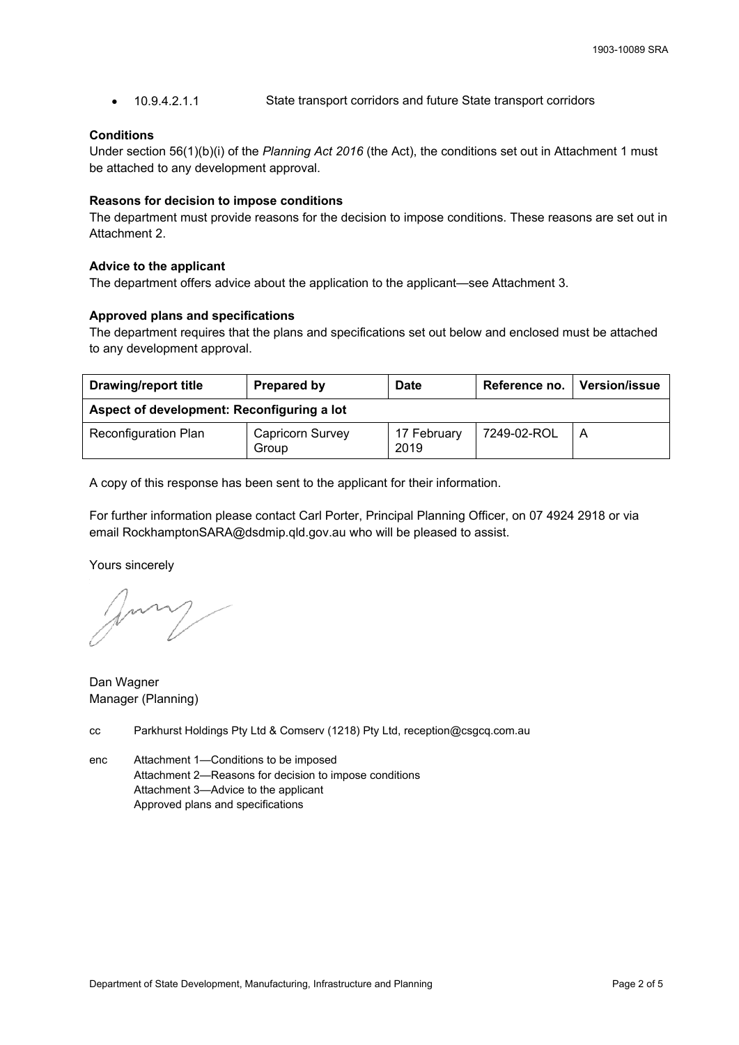- 10.9.4.2.1.1 State transport corridors and future State transport corridors

**Conditions**
Under section 56(1)(b)(i) of the *Planning Act 2016* (the Act), the conditions set out in Attachment 1 must be attached to any development approval.

**Reasons for decision to impose conditions**
The department must provide reasons for the decision to impose conditions. These reasons are set out in Attachment 2.

**Advice to the applicant**
The department offers advice about the application to the applicant—see Attachment 3.

**Approved plans and specifications**
The department requires that the plans and specifications set out below and enclosed must be attached to any development approval.

| Drawing/report title | Prepared by | Date | Reference no. | Version/issue |
|---|---|---|---|---|
| **Aspect of development: Reconfiguring a lot** | | | | |
| Reconfiguration Plan | Capricorn Survey Group | 17 February 2019 | 7249-02-ROL | A |

A copy of this response has been sent to the applicant for their information.

For further information please contact Carl Porter, Principal Planning Officer, on 07 4924 2918 or via email RockhamptonSARA@dsdmip.qld.gov.au who will be pleased to assist.

Yours sincerely

Dan Wagner
Manager (Planning)

cc Parkhurst Holdings Pty Ltd & Comserv (1218) Pty Ltd, reception@csgcq.com.au

enc Attachment 1—Conditions to be imposed
Attachment 2—Reasons for decision to impose conditions
Attachment 3—Advice to the applicant
Approved plans and specifications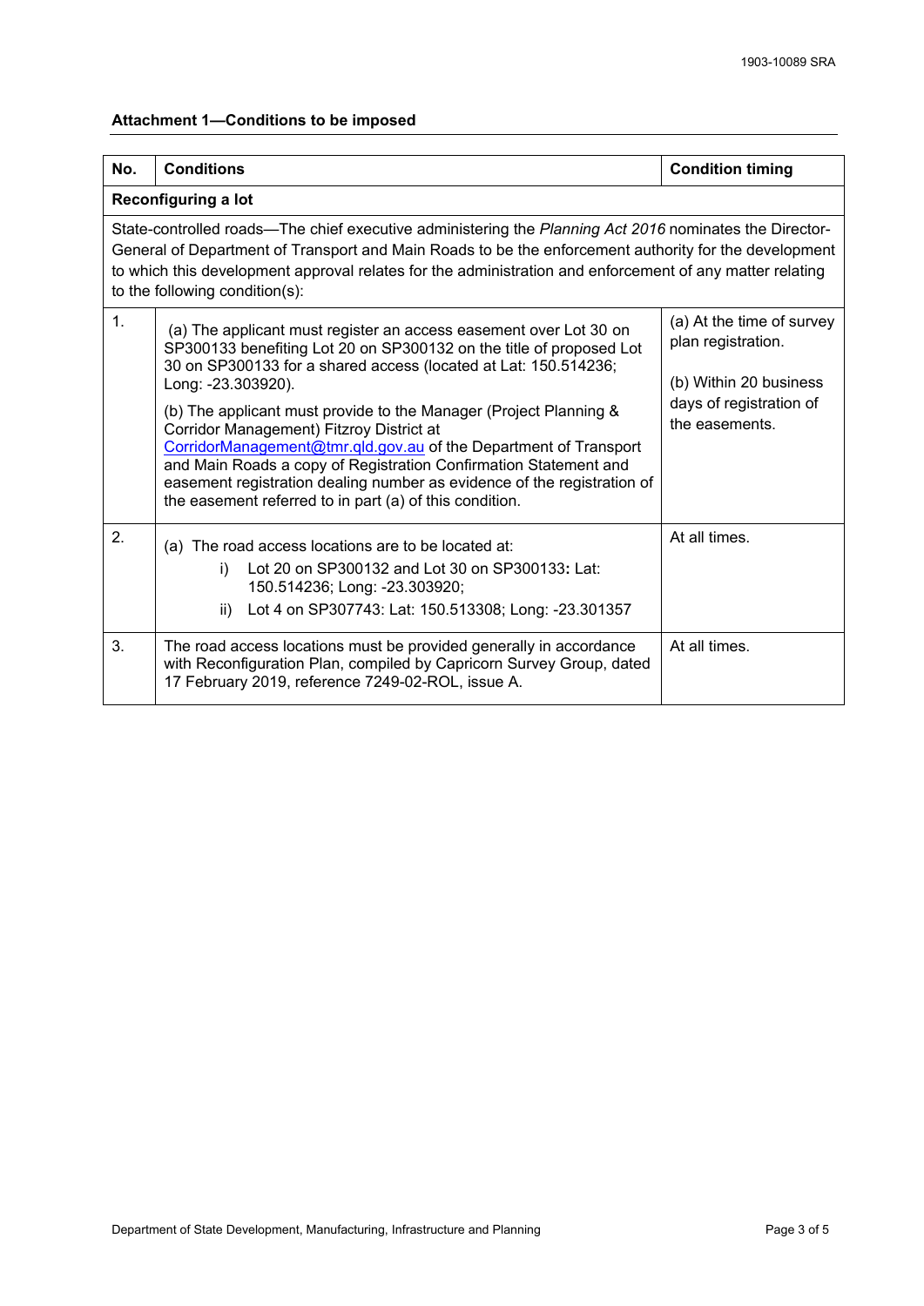**Attachment 1—Conditions to be imposed**

| No. | Conditions | Condition timing |
|---|---|---|
| **Reconfiguring a lot** | | |
| State-controlled roads—The chief executive administering the *Planning Act 2016* nominates the Director-General of Department of Transport and Main Roads to be the enforcement authority for the development to which this development approval relates for the administration and enforcement of any matter relating to the following condition(s): | | |
| 1. | (a) The applicant must register an access easement over Lot 30 on SP300133 benefiting Lot 20 on SP300132 on the title of proposed Lot 30 on SP300133 for a shared access (located at Lat: 150.514236; Long: -23.303920).<br><br>(b) The applicant must provide to the Manager (Project Planning & Corridor Management) Fitzroy District at CorridorManagement@tmr.qld.gov.au of the Department of Transport and Main Roads a copy of Registration Confirmation Statement and easement registration dealing number as evidence of the registration of the easement referred to in part (a) of this condition. | (a) At the time of survey plan registration.<br><br>(b) Within 20 business days of registration of the easements. |
| 2. | (a) The road access locations are to be located at:<br>i) Lot 20 on SP300132 and Lot 30 on SP300133: Lat: 150.514236; Long: -23.303920;<br>ii) Lot 4 on SP307743: Lat: 150.513308; Long: -23.301357 | At all times. |
| 3. | The road access locations must be provided generally in accordance with Reconfiguration Plan, compiled by Capricorn Survey Group, dated 17 February 2019, reference 7249-02-ROL, issue A. | At all times. |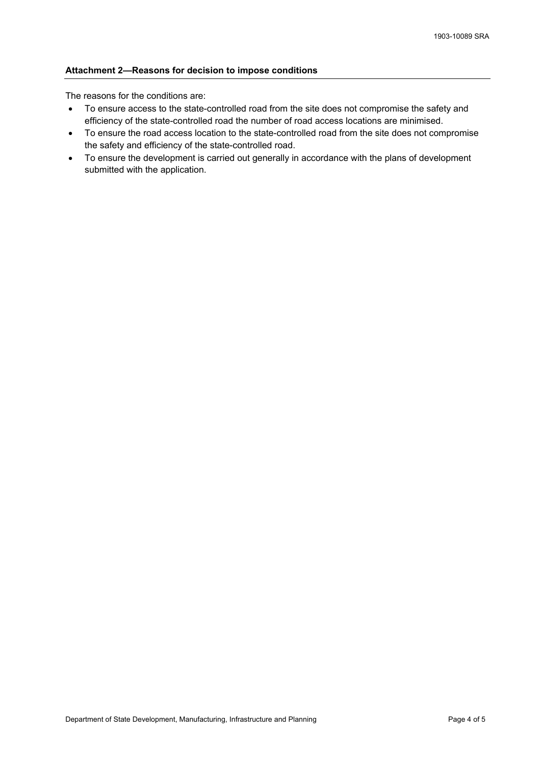## Attachment 2—Reasons for decision to impose conditions

The reasons for the conditions are:

- To ensure access to the state-controlled road from the site does not compromise the safety and efficiency of the state-controlled road the number of road access locations are minimised.
- To ensure the road access location to the state-controlled road from the site does not compromise the safety and efficiency of the state-controlled road.
- To ensure the development is carried out generally in accordance with the plans of development submitted with the application.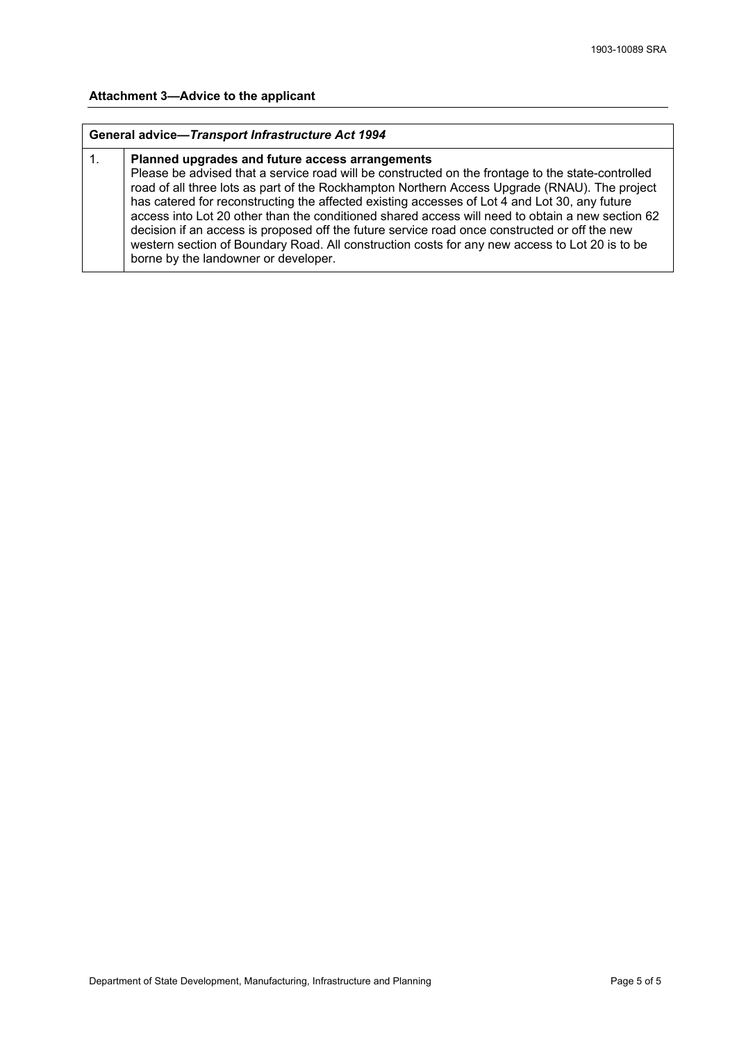**Attachment 3—Advice to the applicant**

| General advice—*Transport Infrastructure Act 1994* | |
|---|---|
| 1. | **Planned upgrades and future access arrangements**<br>Please be advised that a service road will be constructed on the frontage to the state-controlled road of all three lots as part of the Rockhampton Northern Access Upgrade (RNAU). The project has catered for reconstructing the affected existing accesses of Lot 4 and Lot 30, any future access into Lot 20 other than the conditioned shared access will need to obtain a new section 62 decision if an access is proposed off the future service road once constructed or off the new western section of Boundary Road. All construction costs for any new access to Lot 20 is to be borne by the landowner or developer. |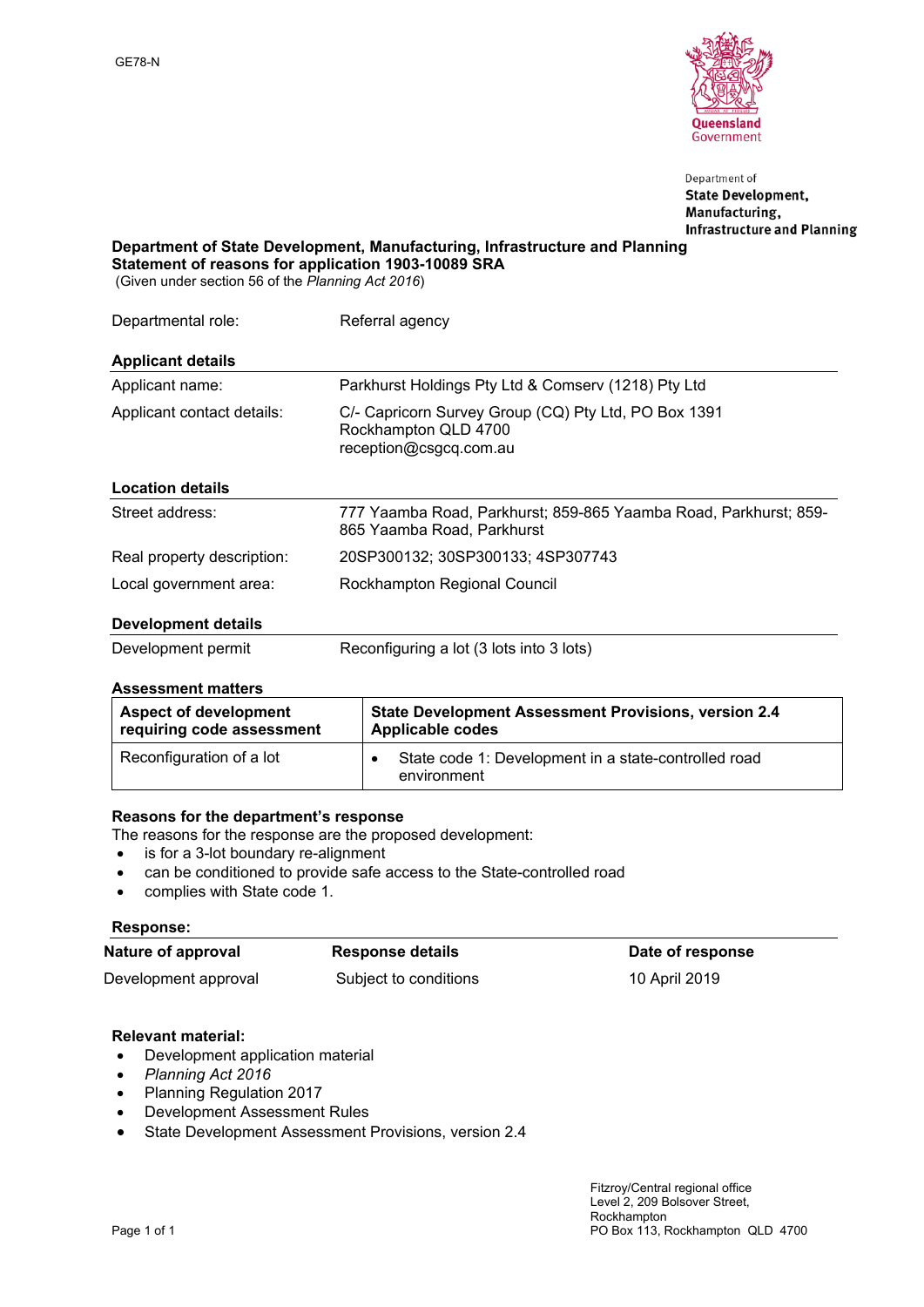GE78-N

Department of
**State Development, Manufacturing, Infrastructure and Planning**

**Department of State Development, Manufacturing, Infrastructure and Planning**
**Statement of reasons for application 1903-10089 SRA**
(Given under section 56 of the *Planning Act 2016*)

| | |
|---|---|
| Departmental role: | Referral agency |

**Applicant details**

| | |
|---|---|
| Applicant name: | Parkhurst Holdings Pty Ltd & Comserv (1218) Pty Ltd |
| Applicant contact details: | C/- Capricorn Survey Group (CQ) Pty Ltd, PO Box 1391<br>Rockhampton QLD 4700<br>reception@csgcq.com.au |

**Location details**

| | |
|---|---|
| Street address: | 777 Yaamba Road, Parkhurst; 859-865 Yaamba Road, Parkhurst; 859-865 Yaamba Road, Parkhurst |
| Real property description: | 20SP300132; 30SP300133; 4SP307743 |
| Local government area: | Rockhampton Regional Council |

**Development details**

| | |
|---|---|
| Development permit | Reconfiguring a lot (3 lots into 3 lots) |

**Assessment matters**

| Aspect of development requiring code assessment | State Development Assessment Provisions, version 2.4 Applicable codes |
|---|---|
| Reconfiguration of a lot | • State code 1: Development in a state-controlled road environment |

**Reasons for the department's response**

The reasons for the response are the proposed development:

- is for a 3-lot boundary re-alignment
- can be conditioned to provide safe access to the State-controlled road
- complies with State code 1.

**Response:**

| Nature of approval | Response details | Date of response |
|---|---|---|
| Development approval | Subject to conditions | 10 April 2019 |

**Relevant material:**

- Development application material
- *Planning Act 2016*
- Planning Regulation 2017
- Development Assessment Rules
- State Development Assessment Provisions, version 2.4

Fitzroy/Central regional office
Level 2, 209 Bolsover Street,
Rockhampton
PO Box 113, Rockhampton QLD 4700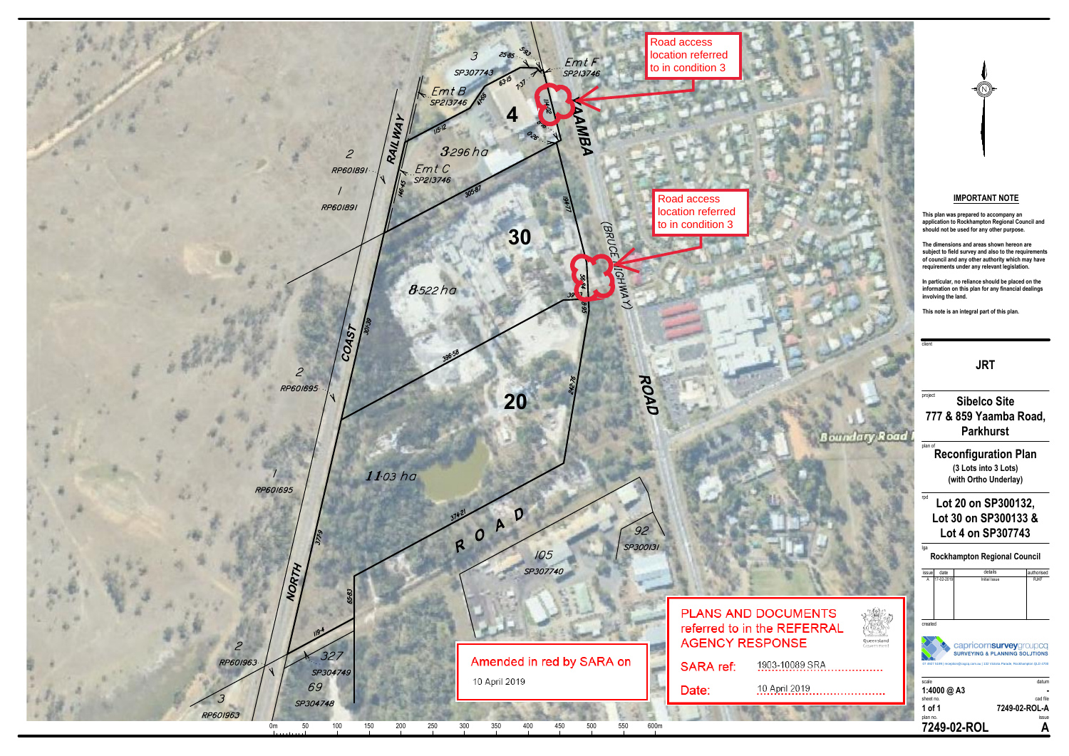Road access location referred to in condition 3

Road access location referred to in condition 3

**IMPORTANT NOTE**

This plan was prepared to accompany an application to Rockhampton Regional Council and should not be used for any other purpose.

The dimensions and areas shown hereon are subject to field survey and also to the requirements of council and any other authority which may have requirements under any relevant legislation.

In particular, no reliance should be placed on the information on this plan for any financial dealings involving the land.

This note is an integral part of this plan.

client

**JRT**

project

**Sibelco Site**
**777 & 859 Yaamba Road, Parkhurst**

plan of

**Reconfiguration Plan**
**(3 Lots into 3 Lots)**
**(with Ortho Underlay)**

rpd

**Lot 20 on SP300132, Lot 30 on SP300133 & Lot 4 on SP307743**

lga

**Rockhampton Regional Council**

| issue | date | details | authorised |
|---|---|---|---|
| A | 17-02-2019 | Initial Issue | RJKF |

created

capricornsurveygroupcq
SURVEYING & PLANNING SOLUTIONS

scale: **1:4000 @ A3**
datum: **-**
sheet no.: **1 of 1**
cad file: **7249-02-ROL-A**
plan no.: **7249-02-ROL**
issue: **A**

Amended in red by SARA on 10 April 2019

PLANS AND DOCUMENTS referred to in the REFERRAL AGENCY RESPONSE

Queensland Government

SARA ref: 1903-10089 SRA

Date: 10 April 2019

0m 50 100 150 200 250 300 350 400 450 500 550 600m